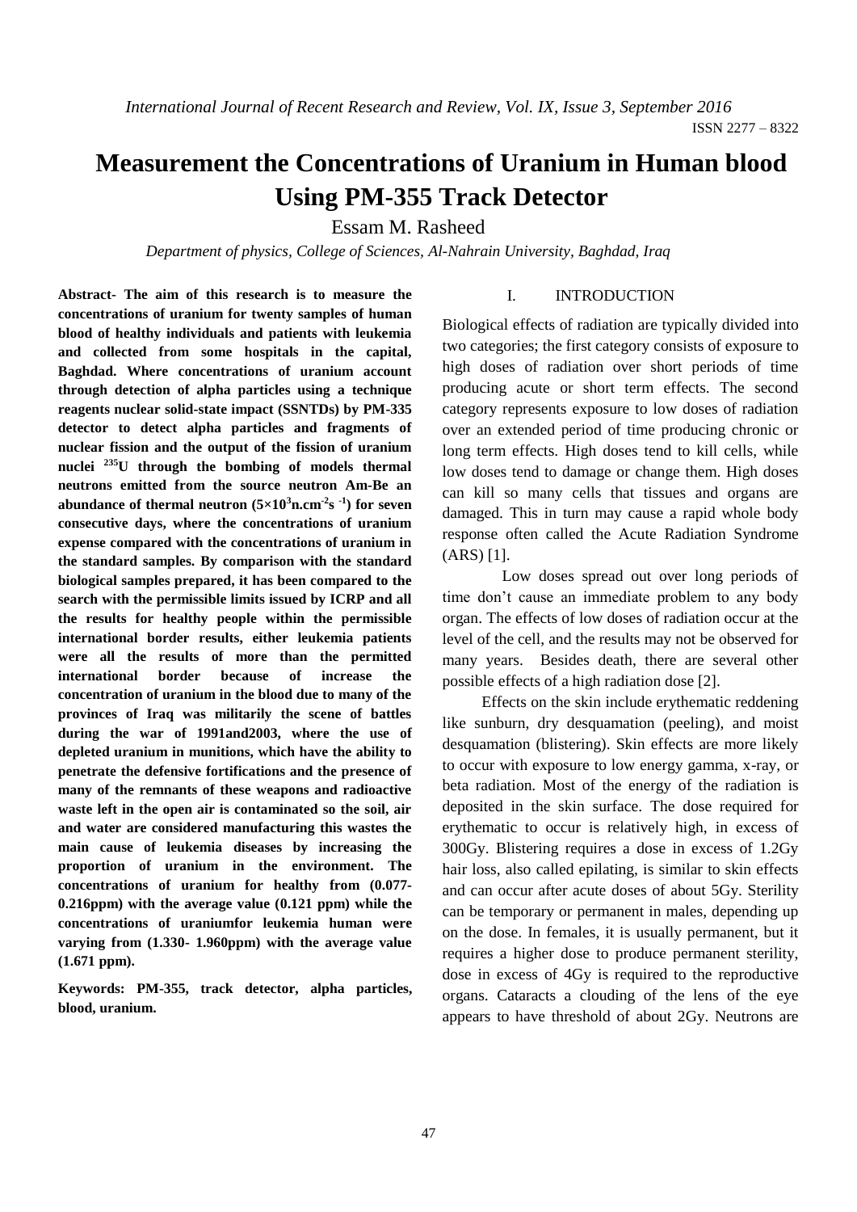# Measurement the Concentrations of Uranium in Human blood Using PM-355 Track Detector

Essam M. Rasheed

*Department of physics, College of Sciences, Al-Nahrain University, Baghdad, Iraq*

**Abstract- The aim of this research is to measure the concentrations of uranium for twenty samples of human blood of healthy individuals and patients with leukemia and collected from some hospitals in the capital, Baghdad. Where concentrations of uranium account through detection of alpha particles using a technique reagents nuclear solid-state impact (SSNTDs) by PM-335 detector to detect alpha particles and fragments of nuclear fission and the output of the fission of uranium nuclei $^{235}$U through the bombing of models thermal neutrons emitted from the source neutron Am-Be an abundance of thermal neutron ($5\times10^3$n.cm$^{-2}$s$^{-1}$) for seven consecutive days, where the concentrations of uranium expense compared with the concentrations of uranium in the standard samples. By comparison with the standard biological samples prepared, it has been compared to the search with the permissible limits issued by ICRP and all the results for healthy people within the permissible international border results, either leukemia patients were all the results of more than the permitted international border because of increase the concentration of uranium in the blood due to many of the provinces of Iraq was militarily the scene of battles during the war of 1991and2003, where the use of depleted uranium in munitions, which have the ability to penetrate the defensive fortifications and the presence of many of the remnants of these weapons and radioactive waste left in the open air is contaminated so the soil, air and water are considered manufacturing this wastes the main cause of leukemia diseases by increasing the proportion of uranium in the environment. The concentrations of uranium for healthy from (0.077-0.216ppm) with the average value (0.121 ppm) while the concentrations of uraniumfor leukemia human were varying from (1.330- 1.960ppm) with the average value (1.671 ppm).**

**Keywords: PM-355, track detector, alpha particles, blood, uranium.**

## I. INTRODUCTION

Biological effects of radiation are typically divided into two categories; the first category consists of exposure to high doses of radiation over short periods of time producing acute or short term effects. The second category represents exposure to low doses of radiation over an extended period of time producing chronic or long term effects. High doses tend to kill cells, while low doses tend to damage or change them. High doses can kill so many cells that tissues and organs are damaged. This in turn may cause a rapid whole body response often called the Acute Radiation Syndrome (ARS) [1].

Low doses spread out over long periods of time don't cause an immediate problem to any body organ. The effects of low doses of radiation occur at the level of the cell, and the results may not be observed for many years. Besides death, there are several other possible effects of a high radiation dose [2].

Effects on the skin include erythematic reddening like sunburn, dry desquamation (peeling), and moist desquamation (blistering). Skin effects are more likely to occur with exposure to low energy gamma, x-ray, or beta radiation. Most of the energy of the radiation is deposited in the skin surface. The dose required for erythematic to occur is relatively high, in excess of 300Gy. Blistering requires a dose in excess of 1.2Gy hair loss, also called epilating, is similar to skin effects and can occur after acute doses of about 5Gy. Sterility can be temporary or permanent in males, depending up on the dose. In females, it is usually permanent, but it requires a higher dose to produce permanent sterility, dose in excess of 4Gy is required to the reproductive organs. Cataracts a clouding of the lens of the eye appears to have threshold of about 2Gy. Neutrons are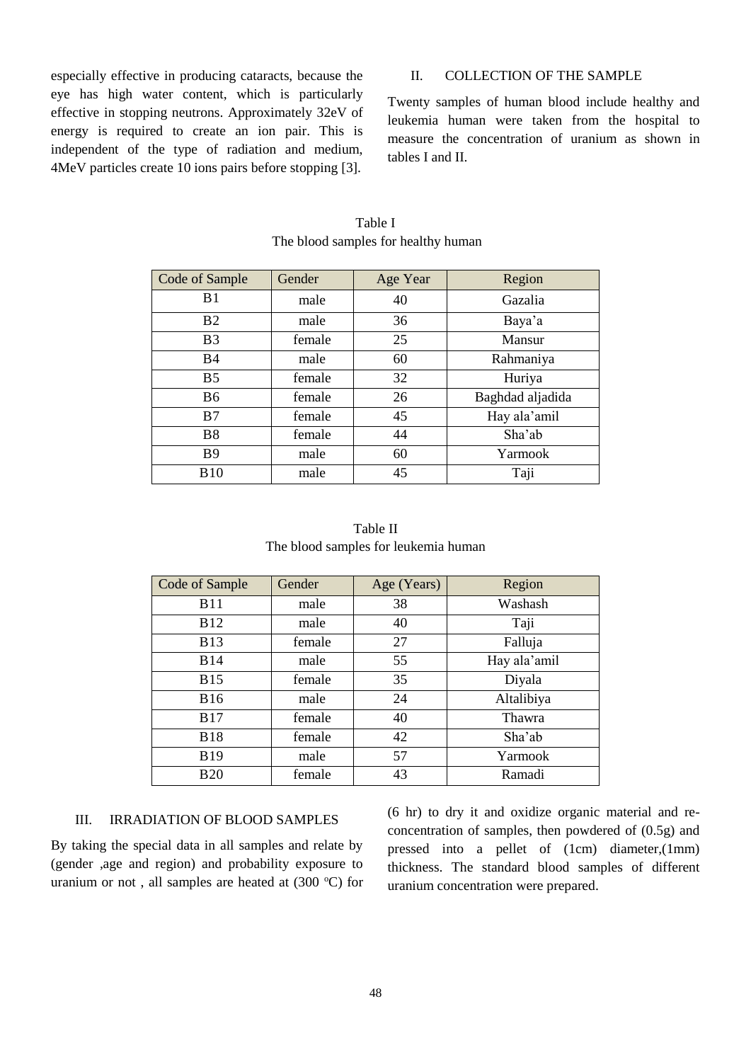especially effective in producing cataracts, because the eye has high water content, which is particularly effective in stopping neutrons. Approximately 32eV of energy is required to create an ion pair. This is independent of the type of radiation and medium, 4MeV particles create 10 ions pairs before stopping [3].

## II. COLLECTION OF THE SAMPLE

Twenty samples of human blood include healthy and leukemia human were taken from the hospital to measure the concentration of uranium as shown in tables I and II.

Table I
The blood samples for healthy human

| Code of Sample | Gender | Age Year | Region |
|---|---|---|---|
| B1 | male | 40 | Gazalia |
| B2 | male | 36 | Baya'a |
| B3 | female | 25 | Mansur |
| B4 | male | 60 | Rahmaniya |
| B5 | female | 32 | Huriya |
| B6 | female | 26 | Baghdad aljadida |
| B7 | female | 45 | Hay ala'amil |
| B8 | female | 44 | Sha'ab |
| B9 | male | 60 | Yarmook |
| B10 | male | 45 | Taji |

Table II
The blood samples for leukemia human

| Code of Sample | Gender | Age (Years) | Region |
|---|---|---|---|
| B11 | male | 38 | Washash |
| B12 | male | 40 | Taji |
| B13 | female | 27 | Falluja |
| B14 | male | 55 | Hay ala'amil |
| B15 | female | 35 | Diyala |
| B16 | male | 24 | Altalibiya |
| B17 | female | 40 | Thawra |
| B18 | female | 42 | Sha'ab |
| B19 | male | 57 | Yarmook |
| B20 | female | 43 | Ramadi |

## III. IRRADIATION OF BLOOD SAMPLES

By taking the special data in all samples and relate by (gender ,age and region) and probability exposure to uranium or not , all samples are heated at (300 $^{o}$C) for (6 hr) to dry it and oxidize organic material and re-concentration of samples, then powdered of (0.5g) and pressed into a pellet of (1cm) diameter,(1mm) thickness. The standard blood samples of different uranium concentration were prepared.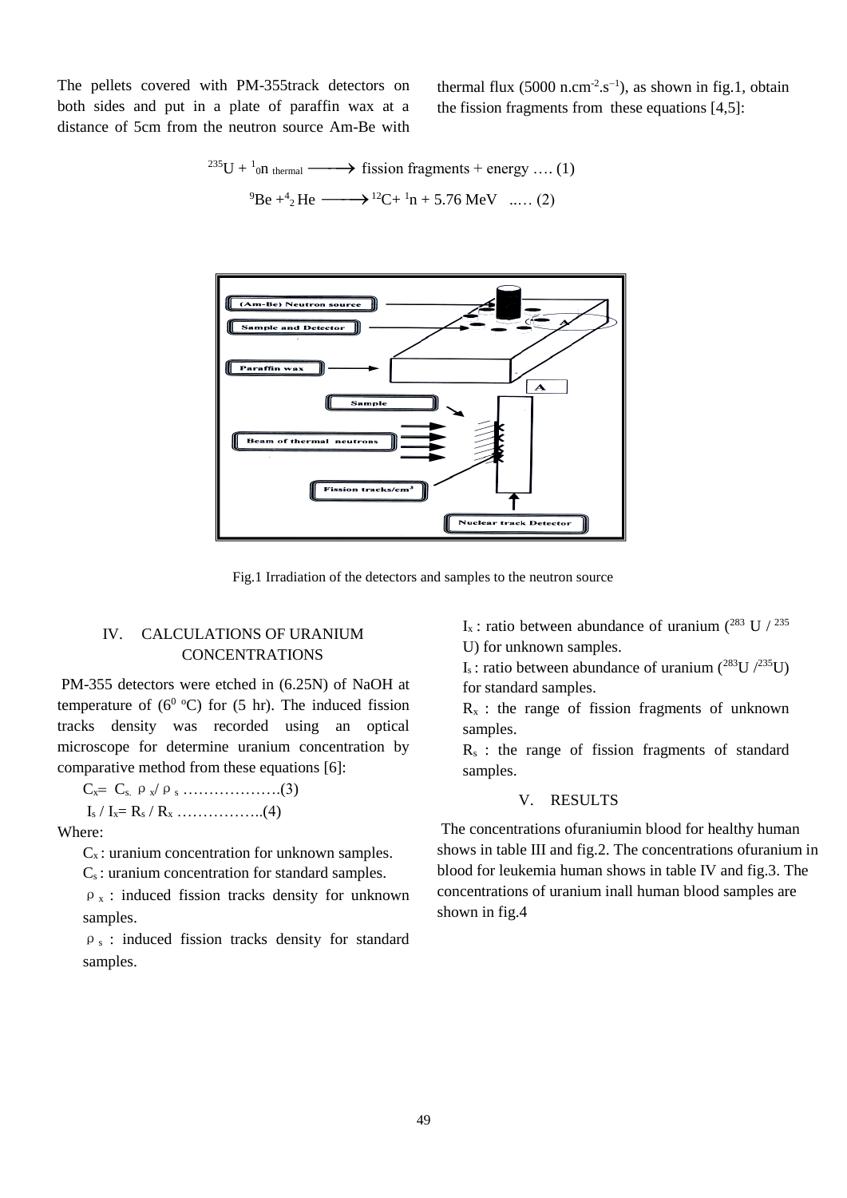The pellets covered with PM-355track detectors on both sides and put in a plate of paraffin wax at a distance of 5cm from the neutron source Am-Be with thermal flux (5000 n.cm$^{-2}$.s$^{-1}$), as shown in fig.1, obtain the fission fragments from these equations [4,5]:

$$^{235}U + {}^{1}_{0}n_{\text{thermal}} \longrightarrow \text{fission fragments} + \text{energy} \quad \ldots. (1)$$

$$^{9}Be + {}^{4}_{2}He \longrightarrow {}^{12}C + {}^{1}n + 5.76\ \text{MeV} \quad \ldots. (2)$$

Fig.1 Irradiation of the detectors and samples to the neutron source

## IV. CALCULATIONS OF URANIUM CONCENTRATIONS

PM-355 detectors were etched in (6.25N) of NaOH at temperature of (6$^{0}$ $^{o}$C) for (5 hr). The induced fission tracks density was recorded using an optical microscope for determine uranium concentration by comparative method from these equations [6]:

$$C_x = C_s \cdot \rho_x / \rho_s \quad \ldots\ldots\ldots\ldots\ldots\ldots(3)$$

$$I_s / I_x = R_s / R_x \quad \ldots\ldots\ldots\ldots\ldots..(4)$$

Where:

$C_x$ : uranium concentration for unknown samples.

$C_s$ : uranium concentration for standard samples.

$\rho_x$ : induced fission tracks density for unknown samples.

$\rho_s$ : induced fission tracks density for standard samples.

$I_x$ : ratio between abundance of uranium ($^{283}$U / $^{235}$U) for unknown samples.

$I_s$ : ratio between abundance of uranium ($^{283}$U /$^{235}$U) for standard samples.

$R_x$ : the range of fission fragments of unknown samples.

$R_s$ : the range of fission fragments of standard samples.

## V. RESULTS

The concentrations ofuraniumin blood for healthy human shows in table III and fig.2. The concentrations ofuranium in blood for leukemia human shows in table IV and fig.3. The concentrations of uranium inall human blood samples are shown in fig.4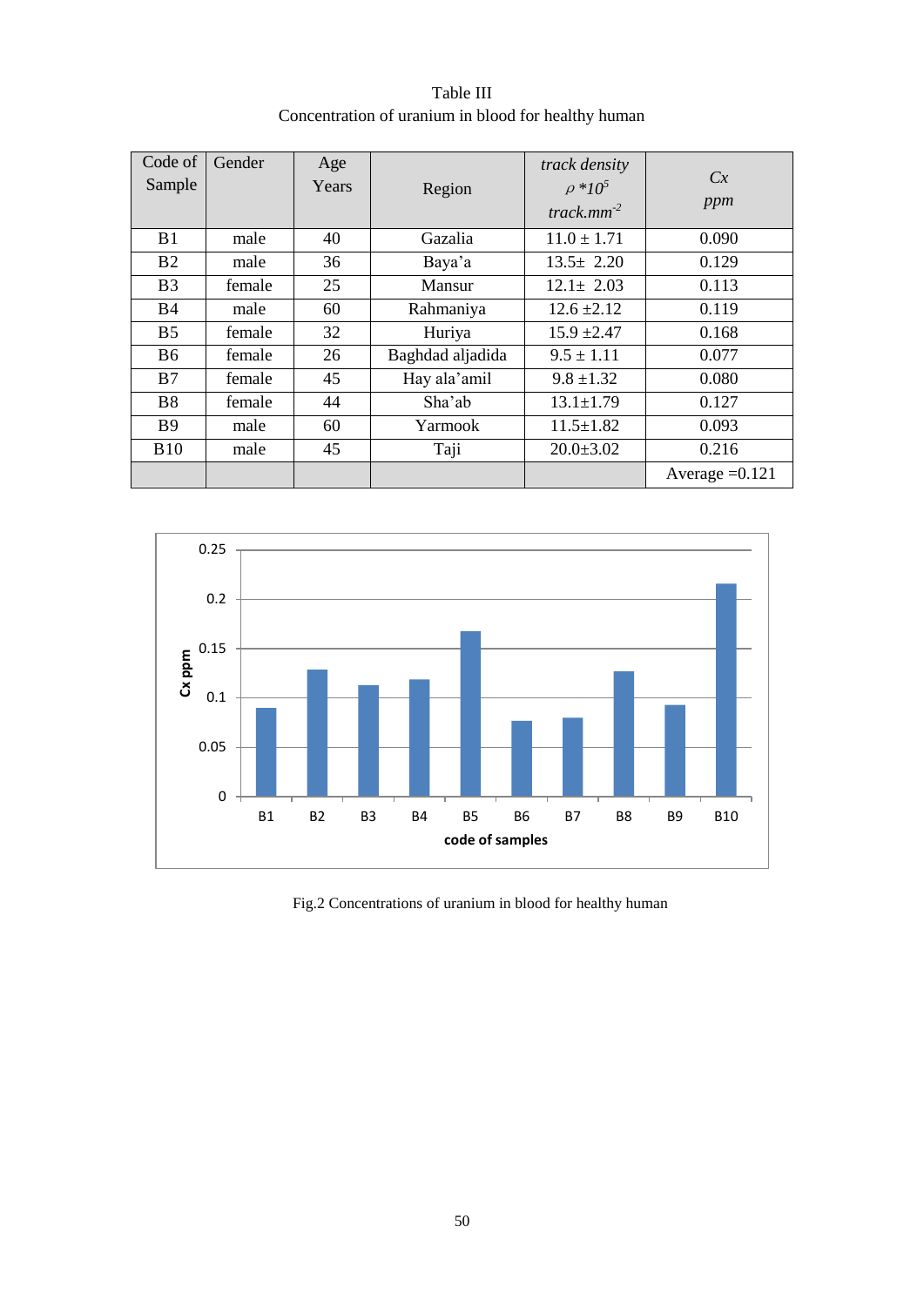Table III
Concentration of uranium in blood for healthy human

| Code of Sample | Gender | Age Years | Region | *track density* $\rho *10^5$ *track.mm*$^{-2}$ | *Cx ppm* |
|---|---|---|---|---|---|
| B1 | male | 40 | Gazalia | $11.0 \pm 1.71$ | 0.090 |
| B2 | male | 36 | Baya'a | $13.5 \pm 2.20$ | 0.129 |
| B3 | female | 25 | Mansur | $12.1 \pm 2.03$ | 0.113 |
| B4 | male | 60 | Rahmaniya | $12.6 \pm 2.12$ | 0.119 |
| B5 | female | 32 | Huriya | $15.9 \pm 2.47$ | 0.168 |
| B6 | female | 26 | Baghdad aljadida | $9.5 \pm 1.11$ | 0.077 |
| B7 | female | 45 | Hay ala'amil | $9.8 \pm 1.32$ | 0.080 |
| B8 | female | 44 | Sha'ab | $13.1 \pm 1.79$ | 0.127 |
| B9 | male | 60 | Yarmook | $11.5 \pm 1.82$ | 0.093 |
| B10 | male | 45 | Taji | $20.0 \pm 3.02$ | 0.216 |
| | | | | | Average =0.121 |

Fig.2 Concentrations of uranium in blood for healthy human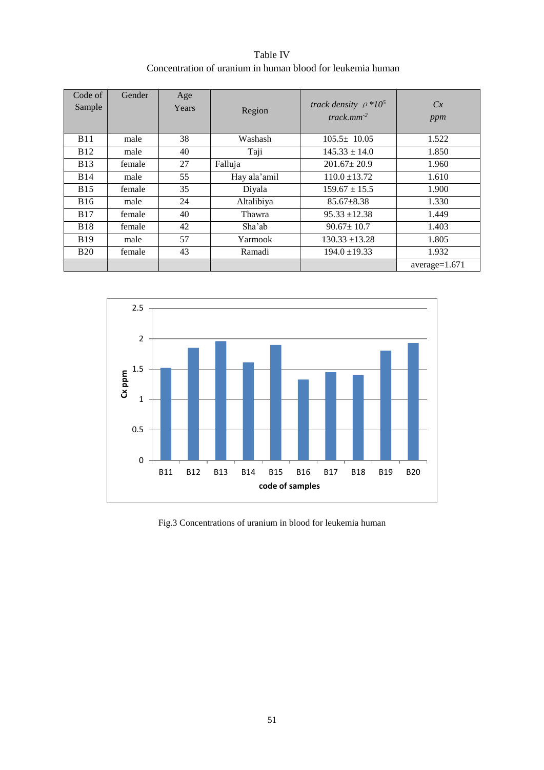Table IV

Concentration of uranium in human blood for leukemia human

| Code of Sample | Gender | Age Years | Region | *track density* $\rho$ *$*10^5$ *track.mm$^{-2}$* | *Cx ppm* |
|---|---|---|---|---|---|
| B11 | male | 38 | Washash | 105.5± 10.05 | 1.522 |
| B12 | male | 40 | Taji | 145.33 ± 14.0 | 1.850 |
| B13 | female | 27 | Falluja | 201.67± 20.9 | 1.960 |
| B14 | male | 55 | Hay ala'amil | 110.0 ±13.72 | 1.610 |
| B15 | female | 35 | Diyala | 159.67 ± 15.5 | 1.900 |
| B16 | male | 24 | Altalibiya | 85.67±8.38 | 1.330 |
| B17 | female | 40 | Thawra | 95.33 ±12.38 | 1.449 |
| B18 | female | 42 | Sha'ab | 90.67± 10.7 | 1.403 |
| B19 | male | 57 | Yarmook | 130.33 ±13.28 | 1.805 |
| B20 | female | 43 | Ramadi | 194.0 ±19.33 | 1.932 |
| | | | | | average=1.671 |

Fig.3 Concentrations of uranium in blood for leukemia human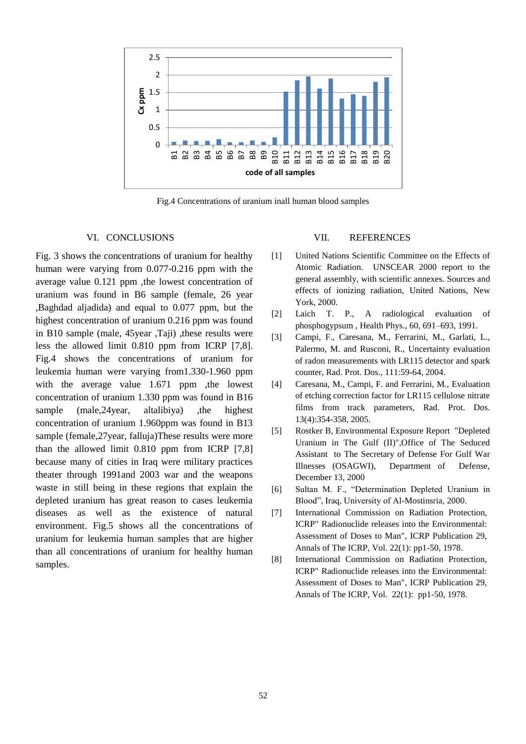2.5
2
1.5
1
0.5
0

Cx ppm

B1 B2 B3 B4 B5 B6 B7 B8 B9 B10 B11 B12 B13 B14 B15 B16 B17 B18 B19 B20

code of all samples

Fig.4 Concentrations of uranium inall human blood samples

## VI. CONCLUSIONS

Fig. 3 shows the concentrations of uranium for healthy human were varying from 0.077-0.216 ppm with the average value 0.121 ppm ,the lowest concentration of uranium was found in B6 sample (female, 26 year ,Baghdad aljadida) and equal to 0.077 ppm, but the highest concentration of uranium 0.216 ppm was found in B10 sample (male, 45year ,Taji) ,these results were less the allowed limit 0.810 ppm from ICRP [7,8]. Fig.4 shows the concentrations of uranium for leukemia human were varying from1.330-1.960 ppm with the average value 1.671 ppm ,the lowest concentration of uranium 1.330 ppm was found in B16 sample (male,24year, altalibiya) ,the highest concentration of uranium 1.960ppm was found in B13 sample (female,27year, falluja)These results were more than the allowed limit 0.810 ppm from ICRP [7,8] because many of cities in Iraq were military practices theater through 1991and 2003 war and the weapons waste in still being in these regions that explain the depleted uranium has great reason to cases leukemia diseases as well as the existence of natural environment. Fig.5 shows all the concentrations of uranium for leukemia human samples that are higher than all concentrations of uranium for healthy human samples.

## VII. REFERENCES

[1] United Nations Scientific Committee on the Effects of Atomic Radiation. UNSCEAR 2000 report to the general assembly, with scientific annexes. Sources and effects of ionizing radiation, United Nations, New York, 2000.

[2] Laich T. P., A radiological evaluation of phosphogypsum , Health Phys., 60, 691–693, 1991.

[3] Campi, F., Caresana, M., Ferrarini, M., Garlati, L., Palermo, M. and Rusconi, R., Uncertainty evaluation of radon measurements with LR115 detector and spark counter, Rad. Prot. Dos., 111:59-64, 2004.

[4] Caresana, M., Campi, F. and Ferrarini, M., Evaluation of etching correction factor for LR115 cellulose nitrate films from track parameters, Rad. Prot. Dos. 13(4):354-358, 2005.

[5] Rostker B, Environmental Exposure Report "Depleted Uranium in The Gulf (II)",Office of The Seduced Assistant to The Secretary of Defense For Gulf War Illnesses (OSAGWI), Department of Defense, December 13, 2000

[6] Sultan M. F., "Determination Depleted Uranium in Blood", Iraq, University of Al-Mostinsria, 2000.

[7] International Commission on Radiation Protection, ICRP" Radionuclide releases into the Environmental: Assessment of Doses to Man", ICRP Publication 29, Annals of The ICRP, Vol. 22(1): pp1-50, 1978.

[8] International Commission on Radiation Protection, ICRP" Radionuclide releases into the Environmental: Assessment of Doses to Man", ICRP Publication 29, Annals of The ICRP, Vol. 22(1): pp1-50, 1978.